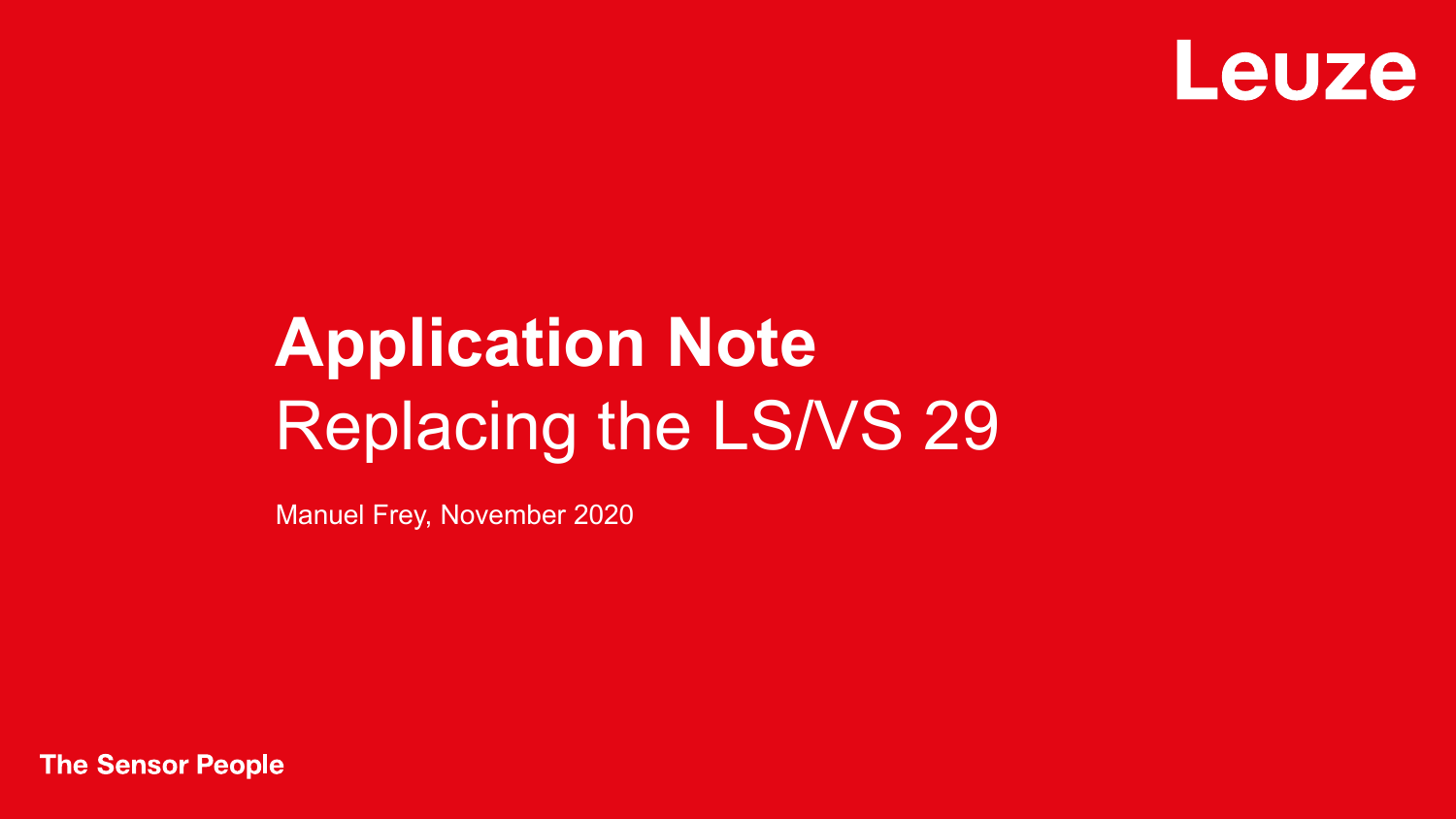Leuze

# Application Note
## Replacing the LS/VS 29

Manuel Frey, November 2020

**The Sensor People**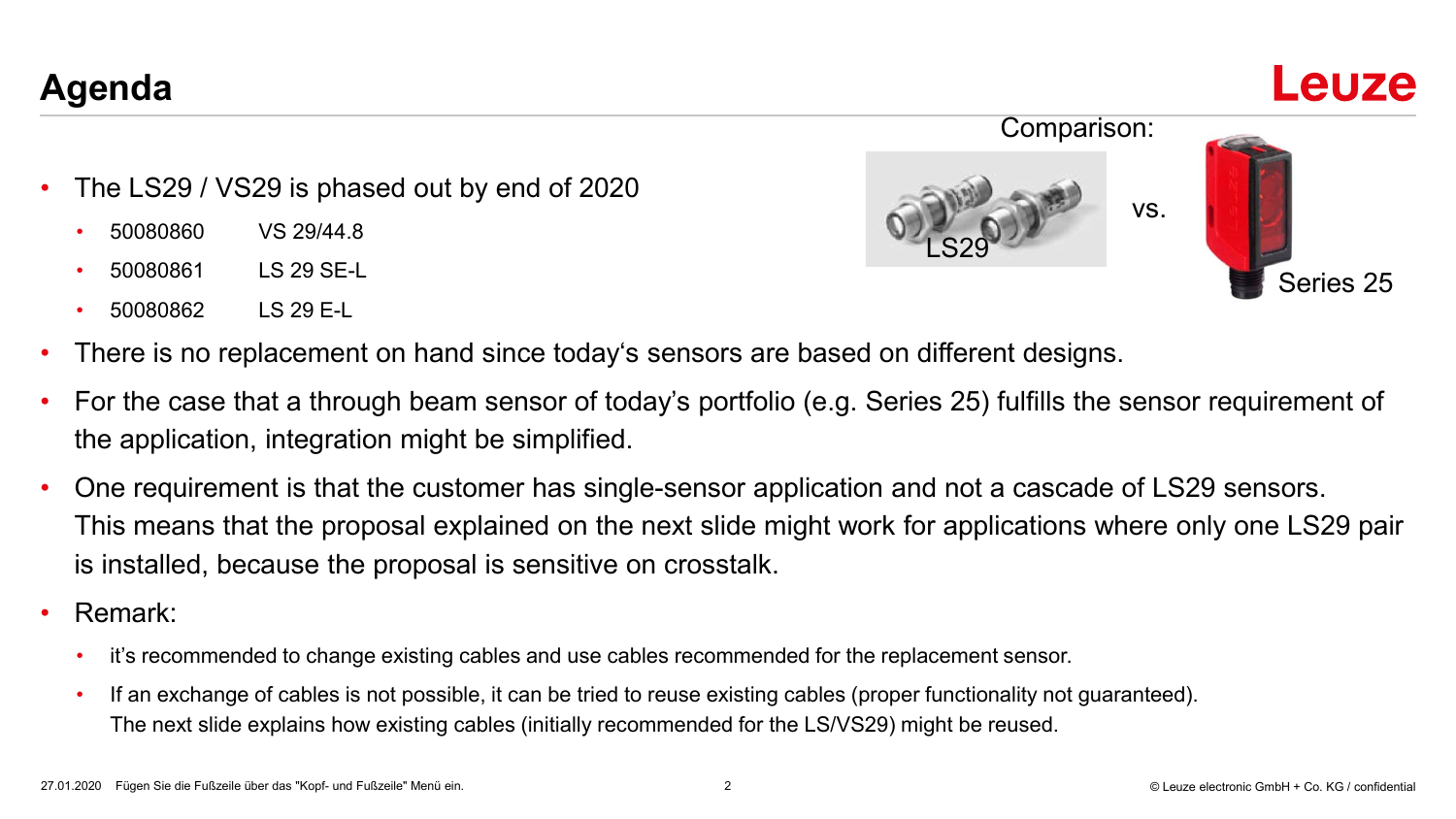# Agenda

Comparison:

LS29 vs. Series 25

- The LS29 / VS29 is phased out by end of 2020
  - 50080860 VS 29/44.8
  - 50080861 LS 29 SE-L
  - 50080862 LS 29 E-L
- There is no replacement on hand since today's sensors are based on different designs.
- For the case that a through beam sensor of today's portfolio (e.g. Series 25) fulfills the sensor requirement of the application, integration might be simplified.
- One requirement is that the customer has single-sensor application and not a cascade of LS29 sensors. This means that the proposal explained on the next slide might work for applications where only one LS29 pair is installed, because the proposal is sensitive on crosstalk.
- Remark:
  - it's recommended to change existing cables and use cables recommended for the replacement sensor.
  - If an exchange of cables is not possible, it can be tried to reuse existing cables (proper functionality not guaranteed). The next slide explains how existing cables (initially recommended for the LS/VS29) might be reused.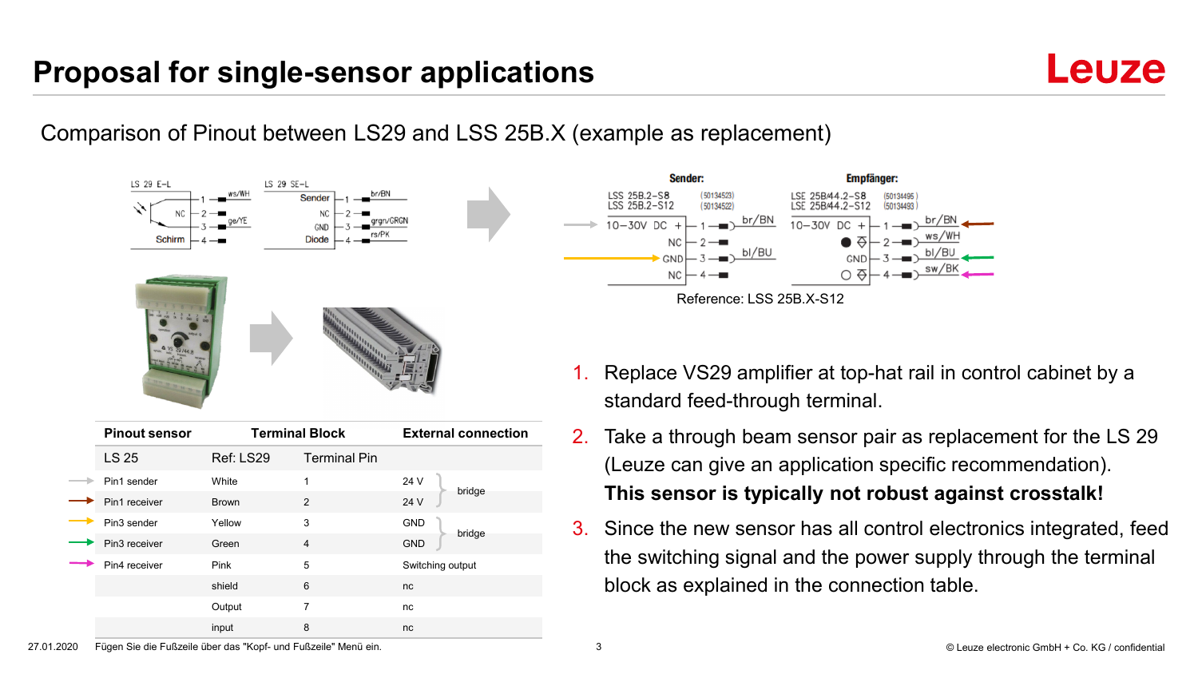# Proposal for single-sensor applications

Comparison of Pinout between LS29 and LSS 25B.X (example as replacement)

Reference: LSS 25B.X-S12

| Pinout sensor | Terminal Block | | External connection | |
|---|---|---|---|---|
| LS 25 | Ref: LS29 | Terminal Pin | | |
| Pin1 sender | White | 1 | 24 V | bridge |
| Pin1 receiver | Brown | 2 | 24 V | |
| Pin3 sender | Yellow | 3 | GND | bridge |
| Pin3 receiver | Green | 4 | GND | |
| Pin4 receiver | Pink | 5 | Switching output | |
| | shield | 6 | nc | |
| | Output | 7 | nc | |
| | input | 8 | nc | |

1. Replace VS29 amplifier at top-hat rail in control cabinet by a standard feed-through terminal.
2. Take a through beam sensor pair as replacement for the LS 29 (Leuze can give an application specific recommendation). **This sensor is typically not robust against crosstalk!**
3. Since the new sensor has all control electronics integrated, feed the switching signal and the power supply through the terminal block as explained in the connection table.